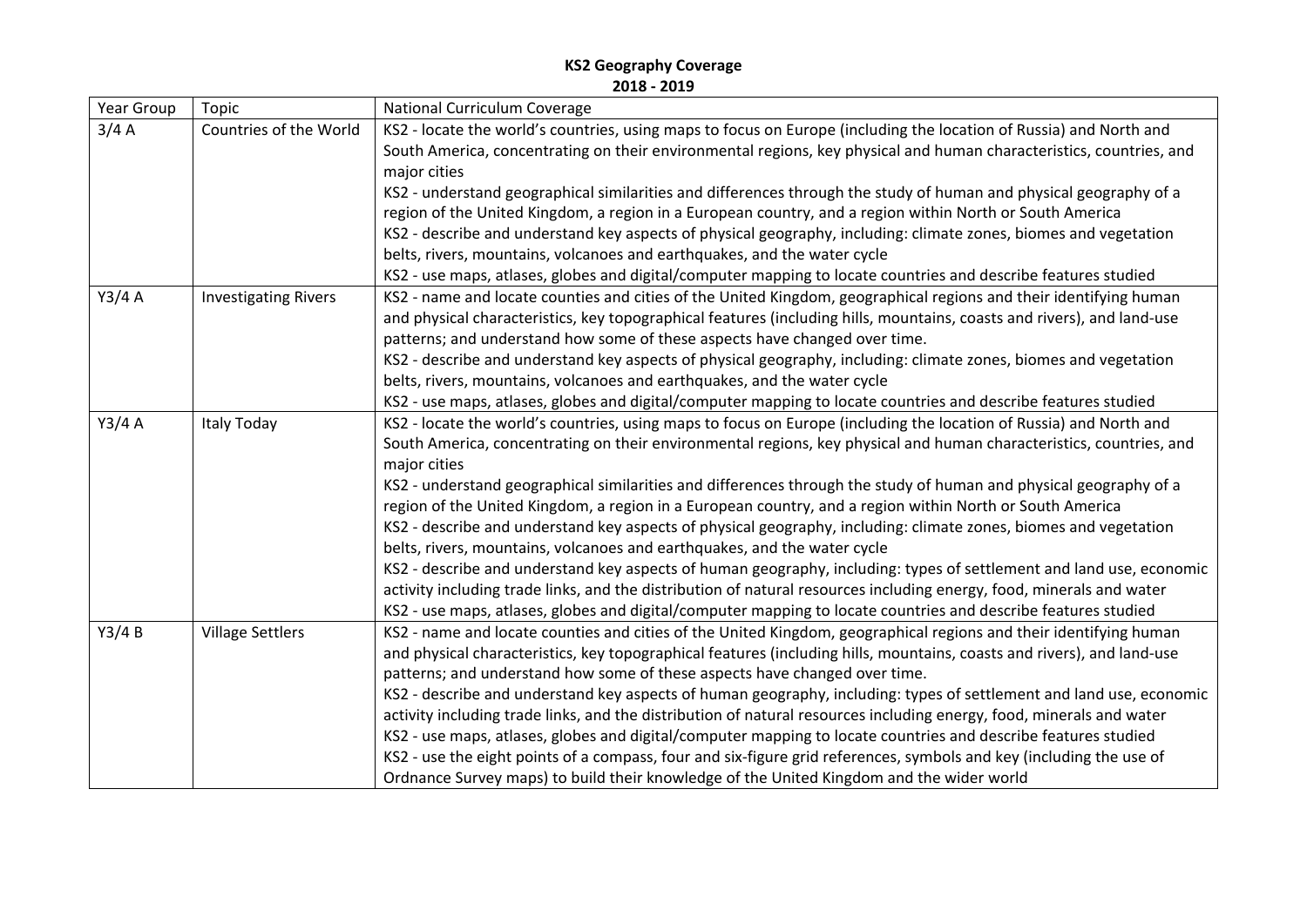# KS2 Geography Coverage

## 2018 - 2019

| Year Group | Topic | National Curriculum Coverage |
|---|---|---|
| 3/4 A | Countries of the World | KS2 - locate the world's countries, using maps to focus on Europe (including the location of Russia) and North and South America, concentrating on their environmental regions, key physical and human characteristics, countries, and major cities<br>KS2 - understand geographical similarities and differences through the study of human and physical geography of a region of the United Kingdom, a region in a European country, and a region within North or South America<br>KS2 - describe and understand key aspects of physical geography, including: climate zones, biomes and vegetation belts, rivers, mountains, volcanoes and earthquakes, and the water cycle<br>KS2 - use maps, atlases, globes and digital/computer mapping to locate countries and describe features studied |
| Y3/4 A | Investigating Rivers | KS2 - name and locate counties and cities of the United Kingdom, geographical regions and their identifying human and physical characteristics, key topographical features (including hills, mountains, coasts and rivers), and land-use patterns; and understand how some of these aspects have changed over time.<br>KS2 - describe and understand key aspects of physical geography, including: climate zones, biomes and vegetation belts, rivers, mountains, volcanoes and earthquakes, and the water cycle<br>KS2 - use maps, atlases, globes and digital/computer mapping to locate countries and describe features studied |
| Y3/4 A | Italy Today | KS2 - locate the world's countries, using maps to focus on Europe (including the location of Russia) and North and South America, concentrating on their environmental regions, key physical and human characteristics, countries, and major cities<br>KS2 - understand geographical similarities and differences through the study of human and physical geography of a region of the United Kingdom, a region in a European country, and a region within North or South America<br>KS2 - describe and understand key aspects of physical geography, including: climate zones, biomes and vegetation belts, rivers, mountains, volcanoes and earthquakes, and the water cycle<br>KS2 - describe and understand key aspects of human geography, including: types of settlement and land use, economic activity including trade links, and the distribution of natural resources including energy, food, minerals and water<br>KS2 - use maps, atlases, globes and digital/computer mapping to locate countries and describe features studied |
| Y3/4 B | Village Settlers | KS2 - name and locate counties and cities of the United Kingdom, geographical regions and their identifying human and physical characteristics, key topographical features (including hills, mountains, coasts and rivers), and land-use patterns; and understand how some of these aspects have changed over time.<br>KS2 - describe and understand key aspects of human geography, including: types of settlement and land use, economic activity including trade links, and the distribution of natural resources including energy, food, minerals and water<br>KS2 - use maps, atlases, globes and digital/computer mapping to locate countries and describe features studied<br>KS2 - use the eight points of a compass, four and six-figure grid references, symbols and key (including the use of Ordnance Survey maps) to build their knowledge of the United Kingdom and the wider world |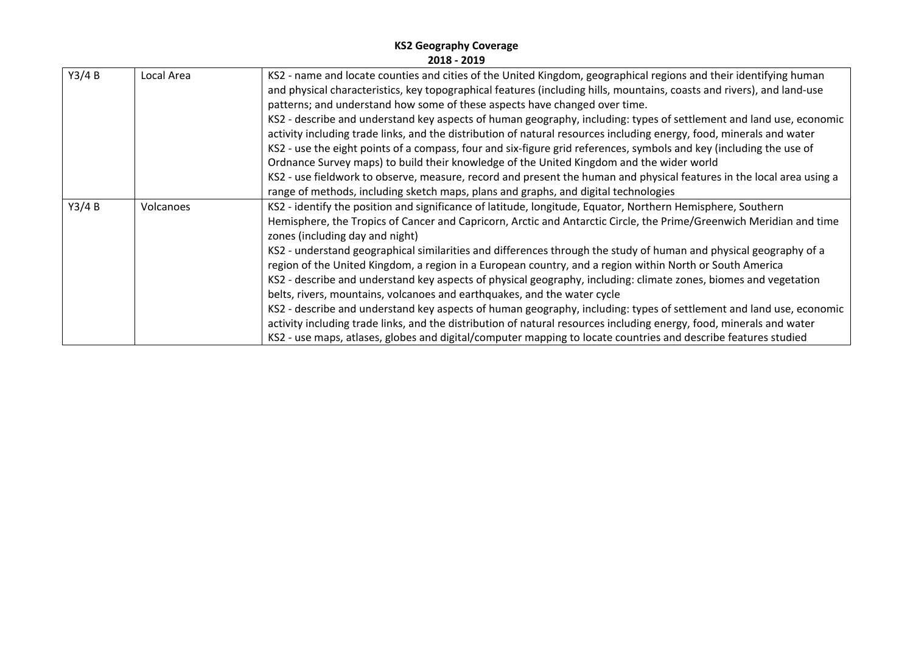**KS2 Geography Coverage**
**2018 - 2019**

| | | |
|---|---|---|
| Y3/4 B | Local Area | KS2 - name and locate counties and cities of the United Kingdom, geographical regions and their identifying human and physical characteristics, key topographical features (including hills, mountains, coasts and rivers), and land-use patterns; and understand how some of these aspects have changed over time.<br>KS2 - describe and understand key aspects of human geography, including: types of settlement and land use, economic activity including trade links, and the distribution of natural resources including energy, food, minerals and water<br>KS2 - use the eight points of a compass, four and six-figure grid references, symbols and key (including the use of Ordnance Survey maps) to build their knowledge of the United Kingdom and the wider world<br>KS2 - use fieldwork to observe, measure, record and present the human and physical features in the local area using a range of methods, including sketch maps, plans and graphs, and digital technologies |
| Y3/4 B | Volcanoes | KS2 - identify the position and significance of latitude, longitude, Equator, Northern Hemisphere, Southern Hemisphere, the Tropics of Cancer and Capricorn, Arctic and Antarctic Circle, the Prime/Greenwich Meridian and time zones (including day and night)<br>KS2 - understand geographical similarities and differences through the study of human and physical geography of a region of the United Kingdom, a region in a European country, and a region within North or South America<br>KS2 - describe and understand key aspects of physical geography, including: climate zones, biomes and vegetation belts, rivers, mountains, volcanoes and earthquakes, and the water cycle<br>KS2 - describe and understand key aspects of human geography, including: types of settlement and land use, economic activity including trade links, and the distribution of natural resources including energy, food, minerals and water<br>KS2 - use maps, atlases, globes and digital/computer mapping to locate countries and describe features studied |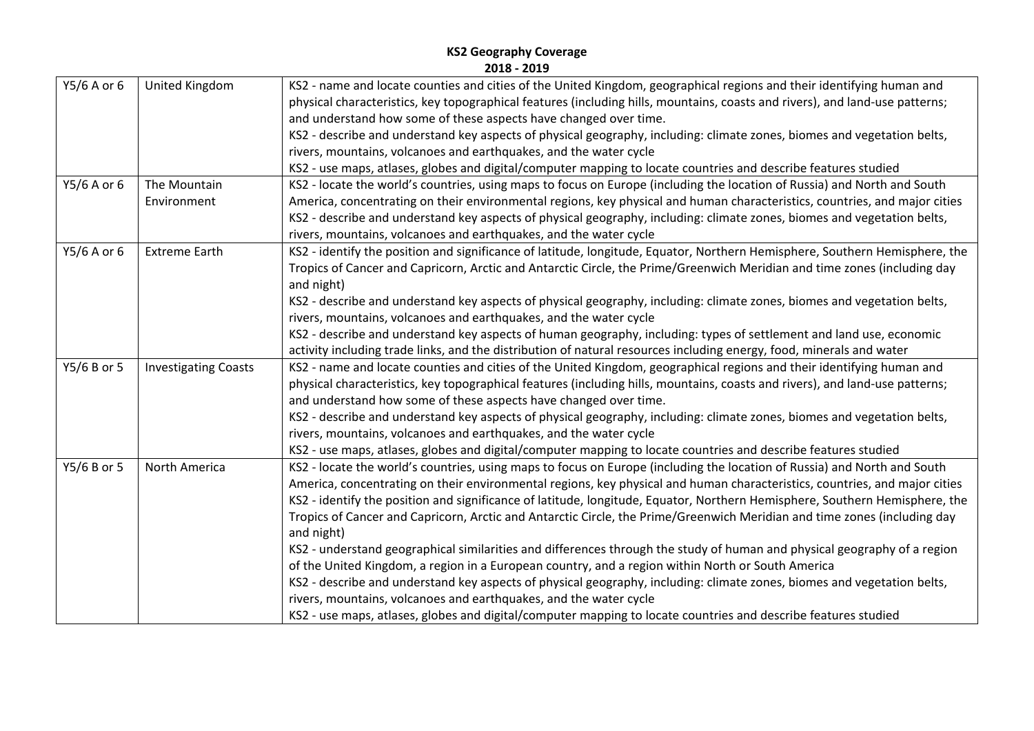**KS2 Geography Coverage**

**2018 - 2019**

| Y5/6 A or 6 | United Kingdom | KS2 - name and locate counties and cities of the United Kingdom, geographical regions and their identifying human and physical characteristics, key topographical features (including hills, mountains, coasts and rivers), and land-use patterns; and understand how some of these aspects have changed over time.<br>KS2 - describe and understand key aspects of physical geography, including: climate zones, biomes and vegetation belts, rivers, mountains, volcanoes and earthquakes, and the water cycle<br>KS2 - use maps, atlases, globes and digital/computer mapping to locate countries and describe features studied |
|---|---|---|
| Y5/6 A or 6 | The Mountain Environment | KS2 - locate the world's countries, using maps to focus on Europe (including the location of Russia) and North and South America, concentrating on their environmental regions, key physical and human characteristics, countries, and major cities<br>KS2 - describe and understand key aspects of physical geography, including: climate zones, biomes and vegetation belts, rivers, mountains, volcanoes and earthquakes, and the water cycle |
| Y5/6 A or 6 | Extreme Earth | KS2 - identify the position and significance of latitude, longitude, Equator, Northern Hemisphere, Southern Hemisphere, the Tropics of Cancer and Capricorn, Arctic and Antarctic Circle, the Prime/Greenwich Meridian and time zones (including day and night)<br>KS2 - describe and understand key aspects of physical geography, including: climate zones, biomes and vegetation belts, rivers, mountains, volcanoes and earthquakes, and the water cycle<br>KS2 - describe and understand key aspects of human geography, including: types of settlement and land use, economic activity including trade links, and the distribution of natural resources including energy, food, minerals and water |
| Y5/6 B or 5 | Investigating Coasts | KS2 - name and locate counties and cities of the United Kingdom, geographical regions and their identifying human and physical characteristics, key topographical features (including hills, mountains, coasts and rivers), and land-use patterns; and understand how some of these aspects have changed over time.<br>KS2 - describe and understand key aspects of physical geography, including: climate zones, biomes and vegetation belts, rivers, mountains, volcanoes and earthquakes, and the water cycle<br>KS2 - use maps, atlases, globes and digital/computer mapping to locate countries and describe features studied |
| Y5/6 B or 5 | North America | KS2 - locate the world's countries, using maps to focus on Europe (including the location of Russia) and North and South America, concentrating on their environmental regions, key physical and human characteristics, countries, and major cities<br>KS2 - identify the position and significance of latitude, longitude, Equator, Northern Hemisphere, Southern Hemisphere, the Tropics of Cancer and Capricorn, Arctic and Antarctic Circle, the Prime/Greenwich Meridian and time zones (including day and night)<br>KS2 - understand geographical similarities and differences through the study of human and physical geography of a region of the United Kingdom, a region in a European country, and a region within North or South America<br>KS2 - describe and understand key aspects of physical geography, including: climate zones, biomes and vegetation belts, rivers, mountains, volcanoes and earthquakes, and the water cycle<br>KS2 - use maps, atlases, globes and digital/computer mapping to locate countries and describe features studied |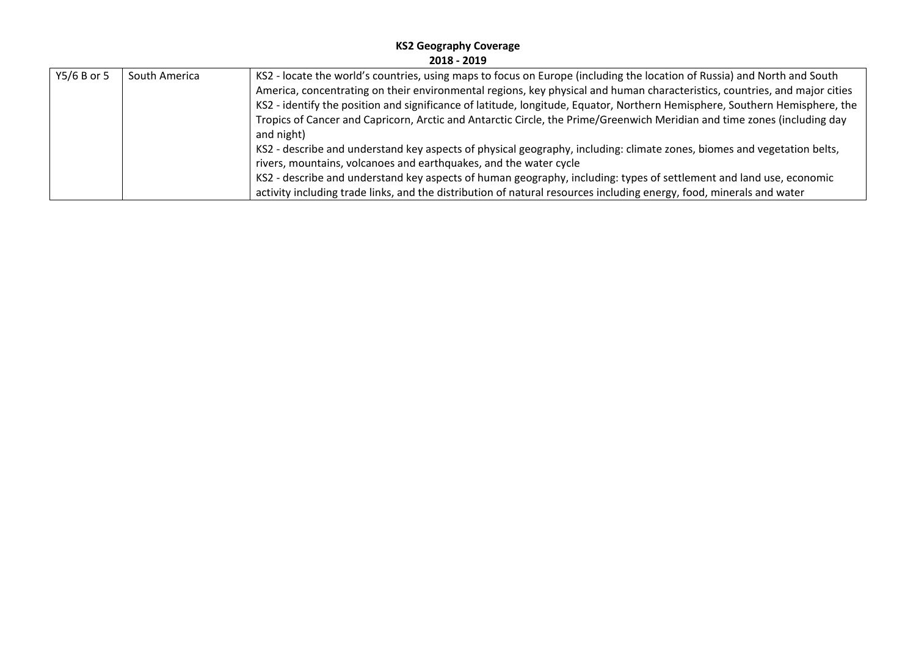**KS2 Geography Coverage**

**2018 - 2019**

| | | |
|---|---|---|
| Y5/6 B or 5 | South America | KS2 - locate the world's countries, using maps to focus on Europe (including the location of Russia) and North and South America, concentrating on their environmental regions, key physical and human characteristics, countries, and major cities<br>KS2 - identify the position and significance of latitude, longitude, Equator, Northern Hemisphere, Southern Hemisphere, the Tropics of Cancer and Capricorn, Arctic and Antarctic Circle, the Prime/Greenwich Meridian and time zones (including day and night)<br>KS2 - describe and understand key aspects of physical geography, including: climate zones, biomes and vegetation belts, rivers, mountains, volcanoes and earthquakes, and the water cycle<br>KS2 - describe and understand key aspects of human geography, including: types of settlement and land use, economic activity including trade links, and the distribution of natural resources including energy, food, minerals and water |